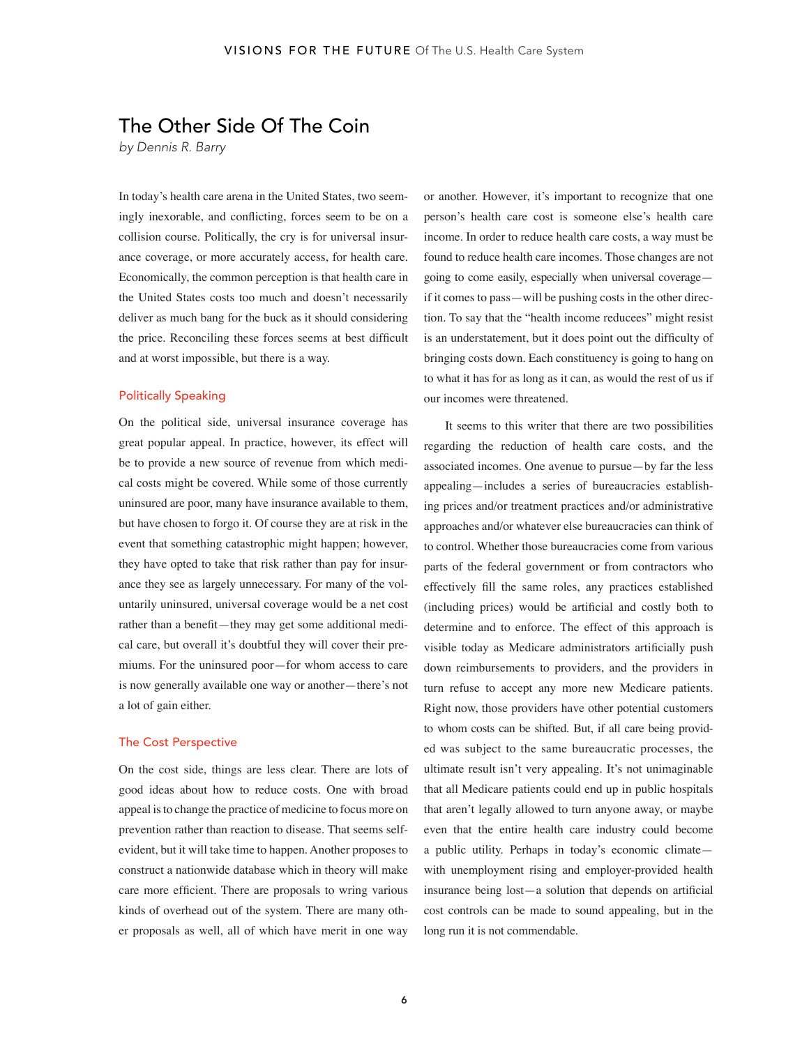# The Other Side Of The Coin

*by Dennis R. Barry*

In today's health care arena in the United States, two seemingly inexorable, and conflicting, forces seem to be on a collision course. Politically, the cry is for universal insurance coverage, or more accurately access, for health care. Economically, the common perception is that health care in the United States costs too much and doesn't necessarily deliver as much bang for the buck as it should considering the price. Reconciling these forces seems at best difficult and at worst impossible, but there is a way.

## Politically Speaking

On the political side, universal insurance coverage has great popular appeal. In practice, however, its effect will be to provide a new source of revenue from which medical costs might be covered. While some of those currently uninsured are poor, many have insurance available to them, but have chosen to forgo it. Of course they are at risk in the event that something catastrophic might happen; however, they have opted to take that risk rather than pay for insurance they see as largely unnecessary. For many of the voluntarily uninsured, universal coverage would be a net cost rather than a benefit—they may get some additional medical care, but overall it's doubtful they will cover their premiums. For the uninsured poor—for whom access to care is now generally available one way or another—there's not a lot of gain either.

## The Cost Perspective

On the cost side, things are less clear. There are lots of good ideas about how to reduce costs. One with broad appeal is to change the practice of medicine to focus more on prevention rather than reaction to disease. That seems self-evident, but it will take time to happen. Another proposes to construct a nationwide database which in theory will make care more efficient. There are proposals to wring various kinds of overhead out of the system. There are many other proposals as well, all of which have merit in one way or another. However, it's important to recognize that one person's health care cost is someone else's health care income. In order to reduce health care costs, a way must be found to reduce health care incomes. Those changes are not going to come easily, especially when universal coverage—if it comes to pass—will be pushing costs in the other direction. To say that the "health income reducees" might resist is an understatement, but it does point out the difficulty of bringing costs down. Each constituency is going to hang on to what it has for as long as it can, as would the rest of us if our incomes were threatened.

It seems to this writer that there are two possibilities regarding the reduction of health care costs, and the associated incomes. One avenue to pursue—by far the less appealing—includes a series of bureaucracies establishing prices and/or treatment practices and/or administrative approaches and/or whatever else bureaucracies can think of to control. Whether those bureaucracies come from various parts of the federal government or from contractors who effectively fill the same roles, any practices established (including prices) would be artificial and costly both to determine and to enforce. The effect of this approach is visible today as Medicare administrators artificially push down reimbursements to providers, and the providers in turn refuse to accept any more new Medicare patients. Right now, those providers have other potential customers to whom costs can be shifted. But, if all care being provided was subject to the same bureaucratic processes, the ultimate result isn't very appealing. It's not unimaginable that all Medicare patients could end up in public hospitals that aren't legally allowed to turn anyone away, or maybe even that the entire health care industry could become a public utility. Perhaps in today's economic climate—with unemployment rising and employer-provided health insurance being lost—a solution that depends on artificial cost controls can be made to sound appealing, but in the long run it is not commendable.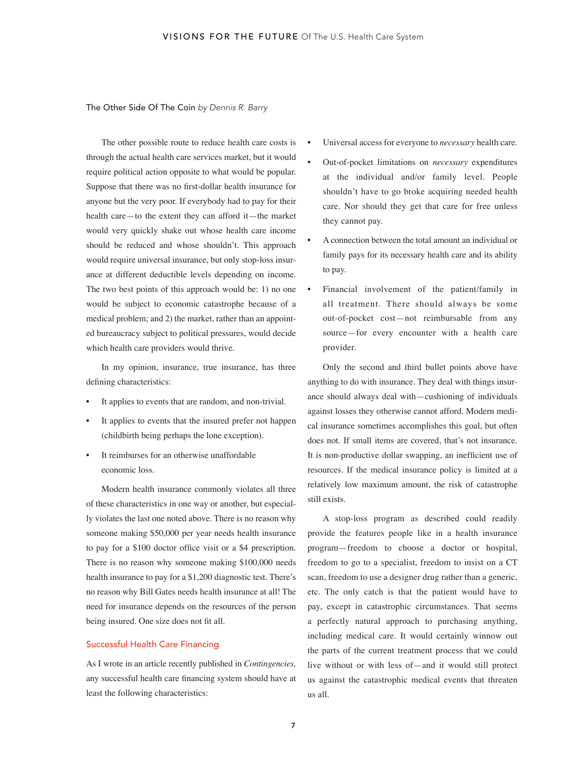## The Other Side Of The Coin *by Dennis R. Barry*

The other possible route to reduce health care costs is through the actual health care services market, but it would require political action opposite to what would be popular. Suppose that there was no first-dollar health insurance for anyone but the very poor. If everybody had to pay for their health care—to the extent they can afford it—the market would very quickly shake out whose health care income should be reduced and whose shouldn't. This approach would require universal insurance, but only stop-loss insurance at different deductible levels depending on income. The two best points of this approach would be: 1) no one would be subject to economic catastrophe because of a medical problem; and 2) the market, rather than an appointed bureaucracy subject to political pressures, would decide which health care providers would thrive.

In my opinion, insurance, true insurance, has three defining characteristics:

- It applies to events that are random, and non-trivial.
- It applies to events that the insured prefer not happen (childbirth being perhaps the lone exception).
- It reimburses for an otherwise unaffordable economic loss.

Modern health insurance commonly violates all three of these characteristics in one way or another, but especially violates the last one noted above. There is no reason why someone making $50,000 per year needs health insurance to pay for a $100 doctor office visit or a $4 prescription. There is no reason why someone making $100,000 needs health insurance to pay for a $1,200 diagnostic test. There's no reason why Bill Gates needs health insurance at all! The need for insurance depends on the resources of the person being insured. One size does not fit all.

### Successful Health Care Financing

As I wrote in an article recently published in *Contingencies,* any successful health care financing system should have at least the following characteristics:

- Universal access for everyone to *necessary* health care.
- Out-of-pocket limitations on *necessary* expenditures at the individual and/or family level. People shouldn't have to go broke acquiring needed health care. Nor should they get that care for free unless they cannot pay.
- A connection between the total amount an individual or family pays for its necessary health care and its ability to pay.
- Financial involvement of the patient/family in all treatment. There should always be some out-of-pocket cost—not reimbursable from any source—for every encounter with a health care provider.

Only the second and third bullet points above have anything to do with insurance. They deal with things insurance should always deal with—cushioning of individuals against losses they otherwise cannot afford. Modern medical insurance sometimes accomplishes this goal, but often does not. If small items are covered, that's not insurance. It is non-productive dollar swapping, an inefficient use of resources. If the medical insurance policy is limited at a relatively low maximum amount, the risk of catastrophe still exists.

A stop-loss program as described could readily provide the features people like in a health insurance program—freedom to choose a doctor or hospital, freedom to go to a specialist, freedom to insist on a CT scan, freedom to use a designer drug rather than a generic, etc. The only catch is that the patient would have to pay, except in catastrophic circumstances. That seems a perfectly natural approach to purchasing anything, including medical care. It would certainly winnow out the parts of the current treatment process that we could live without or with less of—and it would still protect us against the catastrophic medical events that threaten us all.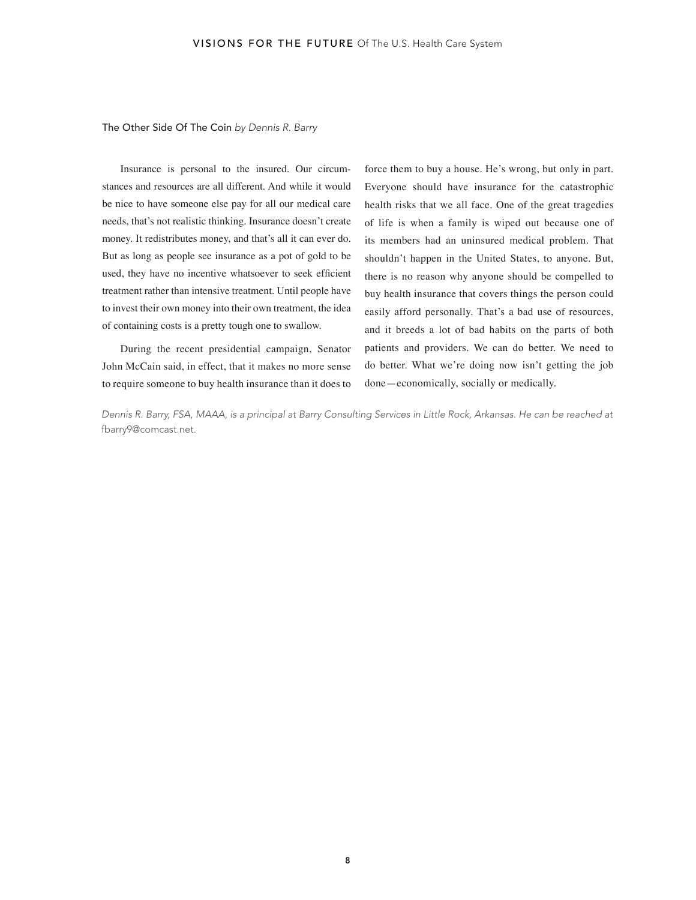## The Other Side Of The Coin *by Dennis R. Barry*

Insurance is personal to the insured. Our circumstances and resources are all different. And while it would be nice to have someone else pay for all our medical care needs, that's not realistic thinking. Insurance doesn't create money. It redistributes money, and that's all it can ever do. But as long as people see insurance as a pot of gold to be used, they have no incentive whatsoever to seek efficient treatment rather than intensive treatment. Until people have to invest their own money into their own treatment, the idea of containing costs is a pretty tough one to swallow.

During the recent presidential campaign, Senator John McCain said, in effect, that it makes no more sense to require someone to buy health insurance than it does to force them to buy a house. He's wrong, but only in part. Everyone should have insurance for the catastrophic health risks that we all face. One of the great tragedies of life is when a family is wiped out because one of its members had an uninsured medical problem. That shouldn't happen in the United States, to anyone. But, there is no reason why anyone should be compelled to buy health insurance that covers things the person could easily afford personally. That's a bad use of resources, and it breeds a lot of bad habits on the parts of both patients and providers. We can do better. We need to do better. What we're doing now isn't getting the job done—economically, socially or medically.

*Dennis R. Barry, FSA, MAAA, is a principal at Barry Consulting Services in Little Rock, Arkansas. He can be reached at* fbarry9@comcast.net.